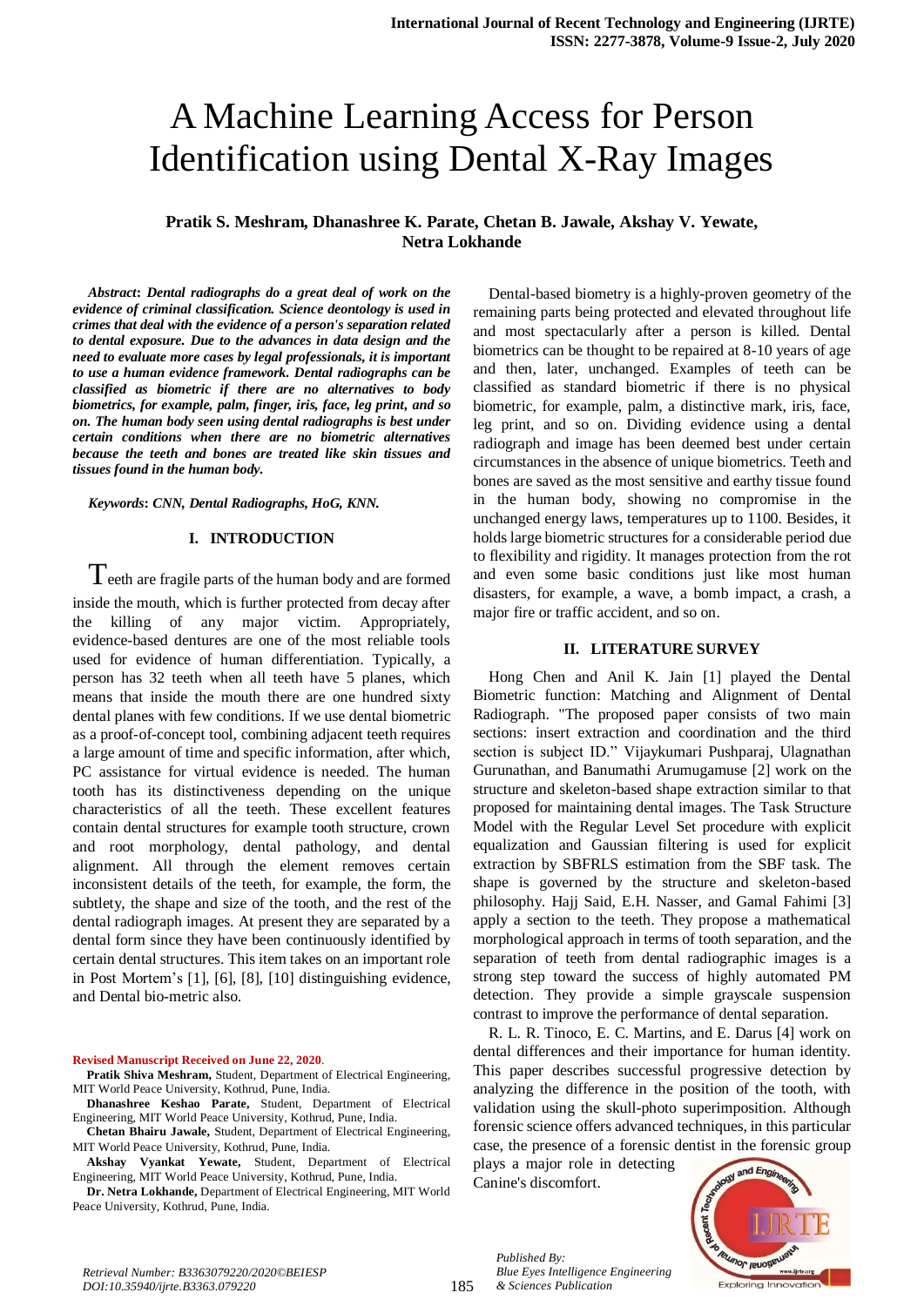# A Machine Learning Access for Person Identification using Dental X-Ray Images

**Pratik S. Meshram, Dhanashree K. Parate, Chetan B. Jawale, Akshay V. Yewate, Netra Lokhande**

***Abstract*: *Dental radiographs do a great deal of work on the evidence of criminal classification. Science deontology is used in crimes that deal with the evidence of a person's separation related to dental exposure. Due to the advances in data design and the need to evaluate more cases by legal professionals, it is important to use a human evidence framework. Dental radiographs can be classified as biometric if there are no alternatives to body biometrics, for example, palm, finger, iris, face, leg print, and so on. The human body seen using dental radiographs is best under certain conditions when there are no biometric alternatives because the teeth and bones are treated like skin tissues and tissues found in the human body.***

***Keywords*: *CNN, Dental Radiographs, HoG, KNN.***

## I. INTRODUCTION

Teeth are fragile parts of the human body and are formed inside the mouth, which is further protected from decay after the killing of any major victim. Appropriately, evidence-based dentures are one of the most reliable tools used for evidence of human differentiation. Typically, a person has 32 teeth when all teeth have 5 planes, which means that inside the mouth there are one hundred sixty dental planes with few conditions. If we use dental biometric as a proof-of-concept tool, combining adjacent teeth requires a large amount of time and specific information, after which, PC assistance for virtual evidence is needed. The human tooth has its distinctiveness depending on the unique characteristics of all the teeth. These excellent features contain dental structures for example tooth structure, crown and root morphology, dental pathology, and dental alignment. All through the element removes certain inconsistent details of the teeth, for example, the form, the subtlety, the shape and size of the tooth, and the rest of the dental radiograph images. At present they are separated by a dental form since they have been continuously identified by certain dental structures. This item takes on an important role in Post Mortem's [1], [6], [8], [10] distinguishing evidence, and Dental bio-metric also.

Dental-based biometry is a highly-proven geometry of the remaining parts being protected and elevated throughout life and most spectacularly after a person is killed. Dental biometrics can be thought to be repaired at 8-10 years of age and then, later, unchanged. Examples of teeth can be classified as standard biometric if there is no physical biometric, for example, palm, a distinctive mark, iris, face, leg print, and so on. Dividing evidence using a dental radiograph and image has been deemed best under certain circumstances in the absence of unique biometrics. Teeth and bones are saved as the most sensitive and earthy tissue found in the human body, showing no compromise in the unchanged energy laws, temperatures up to 1100. Besides, it holds large biometric structures for a considerable period due to flexibility and rigidity. It manages protection from the rot and even some basic conditions just like most human disasters, for example, a wave, a bomb impact, a crash, a major fire or traffic accident, and so on.

## II. LITERATURE SURVEY

Hong Chen and Anil K. Jain [1] played the Dental Biometric function: Matching and Alignment of Dental Radiograph. "The proposed paper consists of two main sections: insert extraction and coordination and the third section is subject ID." Vijaykumari Pushparaj, Ulagnathan Gurunathan, and Banumathi Arumugamuse [2] work on the structure and skeleton-based shape extraction similar to that proposed for maintaining dental images. The Task Structure Model with the Regular Level Set procedure with explicit equalization and Gaussian filtering is used for explicit extraction by SBFRLS estimation from the SBF task. The shape is governed by the structure and skeleton-based philosophy. Hajj Said, E.H. Nasser, and Gamal Fahimi [3] apply a section to the teeth. They propose a mathematical morphological approach in terms of tooth separation, and the separation of teeth from dental radiographic images is a strong step toward the success of highly automated PM detection. They provide a simple grayscale suspension contrast to improve the performance of dental separation.

R. L. R. Tinoco, E. C. Martins, and E. Darus [4] work on dental differences and their importance for human identity. This paper describes successful progressive detection by analyzing the difference in the position of the tooth, with validation using the skull-photo superimposition. Although forensic science offers advanced techniques, in this particular case, the presence of a forensic dentist in the forensic group plays a major role in detecting Canine's discomfort.

**Revised Manuscript Received on June 22, 2020.**

**Pratik Shiva Meshram,** Student, Department of Electrical Engineering, MIT World Peace University, Kothrud, Pune, India.

**Dhanashree Keshao Parate,** Student, Department of Electrical Engineering, MIT World Peace University, Kothrud, Pune, India.

**Chetan Bhairu Jawale,** Student, Department of Electrical Engineering, MIT World Peace University, Kothrud, Pune, India.

**Akshay Vyankat Yewate,** Student, Department of Electrical Engineering, MIT World Peace University, Kothrud, Pune, India.

**Dr. Netra Lokhande,** Department of Electrical Engineering, MIT World Peace University, Kothrud, Pune, India.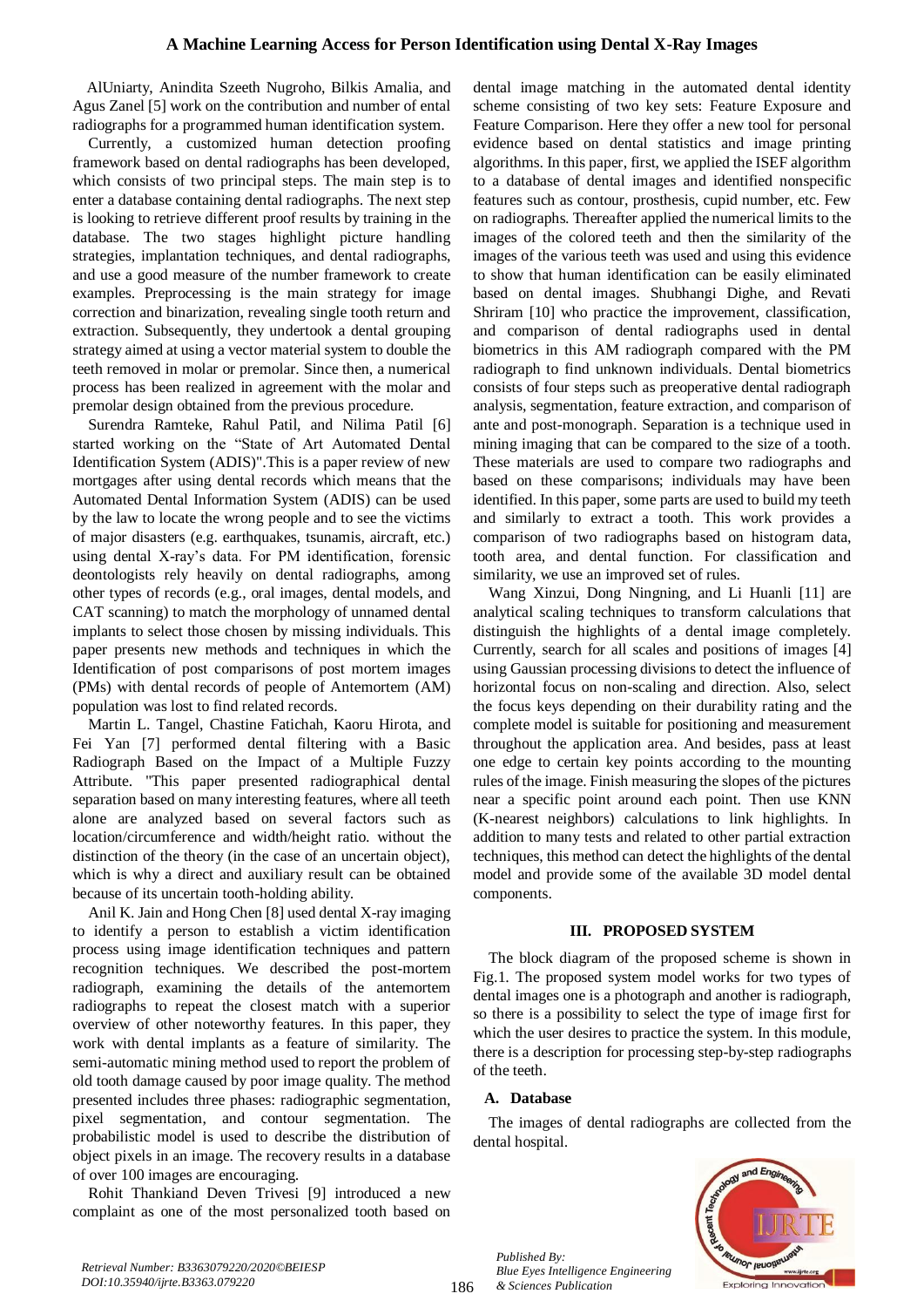AlUniarty, Anindita Szeeth Nugroho, Bilkis Amalia, and Agus Zanel [5] work on the contribution and number of ental radiographs for a programmed human identification system.

Currently, a customized human detection proofing framework based on dental radiographs has been developed, which consists of two principal steps. The main step is to enter a database containing dental radiographs. The next step is looking to retrieve different proof results by training in the database. The two stages highlight picture handling strategies, implantation techniques, and dental radiographs, and use a good measure of the number framework to create examples. Preprocessing is the main strategy for image correction and binarization, revealing single tooth return and extraction. Subsequently, they undertook a dental grouping strategy aimed at using a vector material system to double the teeth removed in molar or premolar. Since then, a numerical process has been realized in agreement with the molar and premolar design obtained from the previous procedure.

Surendra Ramteke, Rahul Patil, and Nilima Patil [6] started working on the "State of Art Automated Dental Identification System (ADIS)".This is a paper review of new mortgages after using dental records which means that the Automated Dental Information System (ADIS) can be used by the law to locate the wrong people and to see the victims of major disasters (e.g. earthquakes, tsunamis, aircraft, etc.) using dental X-ray's data. For PM identification, forensic deontologists rely heavily on dental radiographs, among other types of records (e.g., oral images, dental models, and CAT scanning) to match the morphology of unnamed dental implants to select those chosen by missing individuals. This paper presents new methods and techniques in which the Identification of post comparisons of post mortem images (PMs) with dental records of people of Antemortem (AM) population was lost to find related records.

Martin L. Tangel, Chastine Fatichah, Kaoru Hirota, and Fei Yan [7] performed dental filtering with a Basic Radiograph Based on the Impact of a Multiple Fuzzy Attribute. "This paper presented radiographical dental separation based on many interesting features, where all teeth alone are analyzed based on several factors such as location/circumference and width/height ratio. without the distinction of the theory (in the case of an uncertain object), which is why a direct and auxiliary result can be obtained because of its uncertain tooth-holding ability.

Anil K. Jain and Hong Chen [8] used dental X-ray imaging to identify a person to establish a victim identification process using image identification techniques and pattern recognition techniques. We described the post-mortem radiograph, examining the details of the antemortem radiographs to repeat the closest match with a superior overview of other noteworthy features. In this paper, they work with dental implants as a feature of similarity. The semi-automatic mining method used to report the problem of old tooth damage caused by poor image quality. The method presented includes three phases: radiographic segmentation, pixel segmentation, and contour segmentation. The probabilistic model is used to describe the distribution of object pixels in an image. The recovery results in a database of over 100 images are encouraging.

Rohit Thankiand Deven Trivesi [9] introduced a new complaint as one of the most personalized tooth based on dental image matching in the automated dental identity scheme consisting of two key sets: Feature Exposure and Feature Comparison. Here they offer a new tool for personal evidence based on dental statistics and image printing algorithms. In this paper, first, we applied the ISEF algorithm to a database of dental images and identified nonspecific features such as contour, prosthesis, cupid number, etc. Few on radiographs. Thereafter applied the numerical limits to the images of the colored teeth and then the similarity of the images of the various teeth was used and using this evidence to show that human identification can be easily eliminated based on dental images. Shubhangi Dighe, and Revati Shriram [10] who practice the improvement, classification, and comparison of dental radiographs used in dental biometrics in this AM radiograph compared with the PM radiograph to find unknown individuals. Dental biometrics consists of four steps such as preoperative dental radiograph analysis, segmentation, feature extraction, and comparison of ante and post-monograph. Separation is a technique used in mining imaging that can be compared to the size of a tooth. These materials are used to compare two radiographs and based on these comparisons; individuals may have been identified. In this paper, some parts are used to build my teeth and similarly to extract a tooth. This work provides a comparison of two radiographs based on histogram data, tooth area, and dental function. For classification and similarity, we use an improved set of rules.

Wang Xinzui, Dong Ningning, and Li Huanli [11] are analytical scaling techniques to transform calculations that distinguish the highlights of a dental image completely. Currently, search for all scales and positions of images [4] using Gaussian processing divisions to detect the influence of horizontal focus on non-scaling and direction. Also, select the focus keys depending on their durability rating and the complete model is suitable for positioning and measurement throughout the application area. And besides, pass at least one edge to certain key points according to the mounting rules of the image. Finish measuring the slopes of the pictures near a specific point around each point. Then use KNN (K-nearest neighbors) calculations to link highlights. In addition to many tests and related to other partial extraction techniques, this method can detect the highlights of the dental model and provide some of the available 3D model dental components.

## III. PROPOSED SYSTEM

The block diagram of the proposed scheme is shown in Fig.1. The proposed system model works for two types of dental images one is a photograph and another is radiograph, so there is a possibility to select the type of image first for which the user desires to practice the system. In this module, there is a description for processing step-by-step radiographs of the teeth.

### A. Database

The images of dental radiographs are collected from the dental hospital.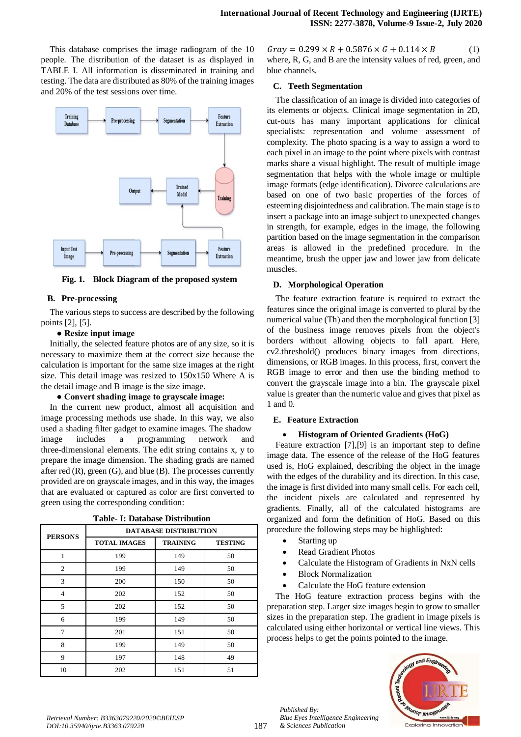This database comprises the image radiogram of the 10 people. The distribution of the dataset is as displayed in TABLE I. All information is disseminated in training and testing. The data are distributed as 80% of the training images and 20% of the test sessions over time.

Fig. 1. Block Diagram of the proposed system

### B. Pre-processing

The various steps to success are described by the following points [2], [5].

- **Resize input image**

Initially, the selected feature photos are of any size, so it is necessary to maximize them at the correct size because the calculation is important for the same size images at the right size. This detail image was resized to 150x150 Where A is the detail image and B image is the size image.

- **Convert shading image to grayscale image:**

In the current new product, almost all acquisition and image processing methods use shade. In this way, we also used a shading filter gadget to examine images. The shadow image includes a programming network and three-dimensional elements. The edit string contains x, y to prepare the image dimension. The shading grads are named after red (R), green (G), and blue (B). The processes currently provided are on grayscale images, and in this way, the images that are evaluated or captured as color are first converted to green using the corresponding condition:

Table- I: Database Distribution

| PERSONS | DATABASE DISTRIBUTION | | |
|---|---|---|---|
| | TOTAL IMAGES | TRAINING | TESTING |
| 1 | 199 | 149 | 50 |
| 2 | 199 | 149 | 50 |
| 3 | 200 | 150 | 50 |
| 4 | 202 | 152 | 50 |
| 5 | 202 | 152 | 50 |
| 6 | 199 | 149 | 50 |
| 7 | 201 | 151 | 50 |
| 8 | 199 | 149 | 50 |
| 9 | 197 | 148 | 49 |
| 10 | 202 | 151 | 51 |

$$Gray = 0.299 \times R + 0.5876 \times G + 0.114 \times B \qquad (1)$$

where, R, G, and B are the intensity values of red, green, and blue channels.

### C. Teeth Segmentation

The classification of an image is divided into categories of its elements or objects. Clinical image segmentation in 2D, cut-outs has many important applications for clinical specialists: representation and volume assessment of complexity. The photo spacing is a way to assign a word to each pixel in an image to the point where pixels with contrast marks share a visual highlight. The result of multiple image segmentation that helps with the whole image or multiple image formats (edge identification). Divorce calculations are based on one of two basic properties of the forces of esteeming disjointedness and calibration. The main stage is to insert a package into an image subject to unexpected changes in strength, for example, edges in the image, the following partition based on the image segmentation in the comparison areas is allowed in the predefined procedure. In the meantime, brush the upper jaw and lower jaw from delicate muscles.

### D. Morphological Operation

The feature extraction feature is required to extract the features since the original image is converted to plural by the numerical value (Th) and then the morphological function [3] of the business image removes pixels from the object's borders without allowing objects to fall apart. Here, cv2.threshold() produces binary images from directions, dimensions, or RGB images. In this process, first, convert the RGB image to error and then use the binding method to convert the grayscale image into a bin. The grayscale pixel value is greater than the numeric value and gives that pixel as 1 and 0.

### E. Feature Extraction

- **Histogram of Oriented Gradients (HoG)**

Feature extraction [7],[9] is an important step to define image data. The essence of the release of the HoG features used is, HoG explained, describing the object in the image with the edges of the durability and its direction. In this case, the image is first divided into many small cells. For each cell, the incident pixels are calculated and represented by gradients. Finally, all of the calculated histograms are organized and form the definition of HoG. Based on this procedure the following steps may be highlighted:

- Starting up
- Read Gradient Photos
- Calculate the Histogram of Gradients in NxN cells
- Block Normalization
- Calculate the HoG feature extension

The HoG feature extraction process begins with the preparation step. Larger size images begin to grow to smaller sizes in the preparation step. The gradient in image pixels is calculated using either horizontal or vertical line views. This process helps to get the points pointed to the image.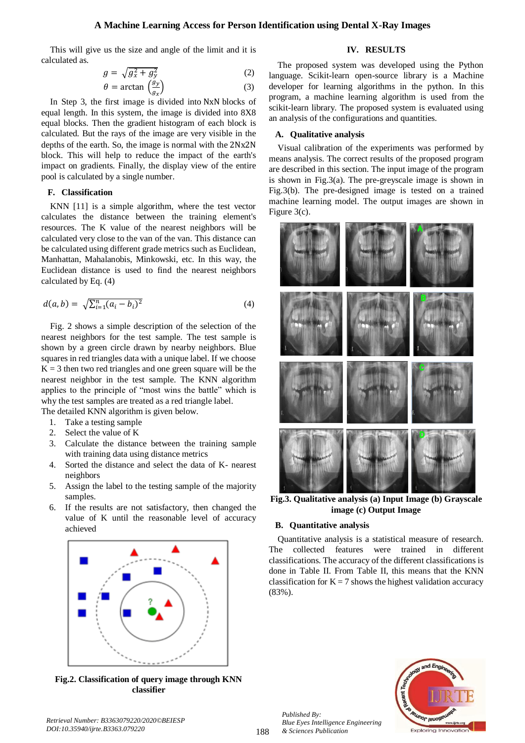This will give us the size and angle of the limit and it is calculated as.

$$g = \sqrt{g_x^2 + g_y^2} \tag{2}$$

$$\theta = \arctan\left(\frac{g_y}{g_x}\right) \tag{3}$$

In Step 3, the first image is divided into NxN blocks of equal length. In this system, the image is divided into 8X8 equal blocks. Then the gradient histogram of each block is calculated. But the rays of the image are very visible in the depths of the earth. So, the image is normal with the 2Nx2N block. This will help to reduce the impact of the earth's impact on gradients. Finally, the display view of the entire pool is calculated by a single number.

### F. Classification

KNN [11] is a simple algorithm, where the test vector calculates the distance between the training element's resources. The K value of the nearest neighbors will be calculated very close to the van of the van. This distance can be calculated using different grade metrics such as Euclidean, Manhattan, Mahalanobis, Minkowski, etc. In this way, the Euclidean distance is used to find the nearest neighbors calculated by Eq. (4)

$$d(a, b) = \sqrt{\sum_{i=1}^{n}(a_i - b_i)^2} \tag{4}$$

Fig. 2 shows a simple description of the selection of the nearest neighbors for the test sample. The test sample is shown by a green circle drawn by nearby neighbors. Blue squares in red triangles data with a unique label. If we choose K = 3 then two red triangles and one green square will be the nearest neighbor in the test sample. The KNN algorithm applies to the principle of "most wins the battle" which is why the test samples are treated as a red triangle label.

The detailed KNN algorithm is given below.

1. Take a testing sample
2. Select the value of K
3. Calculate the distance between the training sample with training data using distance metrics
4. Sorted the distance and select the data of K- nearest neighbors
5. Assign the label to the testing sample of the majority samples.
6. If the results are not satisfactory, then changed the value of K until the reasonable level of accuracy achieved

**Fig.2. Classification of query image through KNN classifier**

## IV. RESULTS

The proposed system was developed using the Python language. Scikit-learn open-source library is a Machine developer for learning algorithms in the python. In this program, a machine learning algorithm is used from the scikit-learn library. The proposed system is evaluated using an analysis of the configurations and quantities.

### A. Qualitative analysis

Visual calibration of the experiments was performed by means analysis. The correct results of the proposed program are described in this section. The input image of the program is shown in Fig.3(a). The pre-greyscale image is shown in Fig.3(b). The pre-designed image is tested on a trained machine learning model. The output images are shown in Figure 3(c).

**Fig.3. Qualitative analysis (a) Input Image (b) Grayscale image (c) Output Image**

### B. Quantitative analysis

Quantitative analysis is a statistical measure of research. The collected features were trained in different classifications. The accuracy of the different classifications is done in Table II. From Table II, this means that the KNN classification for K = 7 shows the highest validation accuracy (83%).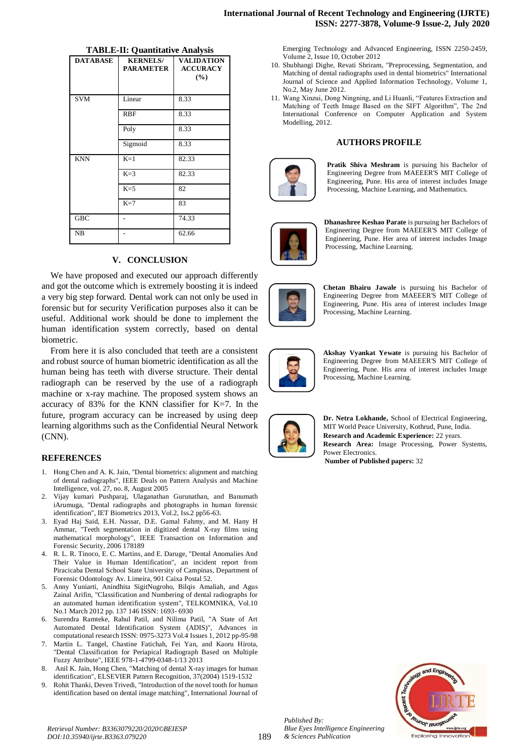**TABLE-II: Quantitative Analysis**

| DATABASE | KERNELS/ PARAMETER | VALIDATION ACCURACY (%) |
|---|---|---|
| SVM | Linear | 8.33 |
| | RBF | 8.33 |
| | Poly | 8.33 |
| | Sigmoid | 8.33 |
| KNN | K=1 | 82.33 |
| | K=3 | 82.33 |
| | K=5 | 82 |
| | K=7 | 83 |
| GBC | - | 74.33 |
| NB | - | 62.66 |

## V. CONCLUSION

We have proposed and executed our approach differently and got the outcome which is extremely boosting it is indeed a very big step forward. Dental work can not only be used in forensic but for security Verification purposes also it can be useful. Additional work should be done to implement the human identification system correctly, based on dental biometric.

From here it is also concluded that teeth are a consistent and robust source of human biometric identification as all the human being has teeth with diverse structure. Their dental radiograph can be reserved by the use of a radiograph machine or x-ray machine. The proposed system shows an accuracy of 83% for the KNN classifier for K=7. In the future, program accuracy can be increased by using deep learning algorithms such as the Confidential Neural Network (CNN).

## REFERENCES

1. Hong Chen and A. K. Jain, "Dental biometrics: alignment and matching of dental radiographs", IEEE Deals on Pattern Analysis and Machine Intelligence, vol. 27, no. 8, August 2005
2. Vijay kumari Pushparaj, Ulaganathan Gurunathan, and Banumath iArumuga, "Dental radiographs and photographs in human forensic identification", IET Biometrics 2013, Vol.2, Iss.2 pp56-63.
3. Eyad Haj Said, E.H. Nassar, D.E. Gamal Fahmy, and M. Hany H Ammar, "Teeth segmentation in digitized dental X-ray films using mathematical morphology", IEEE Transaction on Information and Forensic Security, 2006 178189
4. R. L. R. Tinoco, E. C. Martins, and E. Daruge, "Dental Anomalies And Their Value in Human Identification", an incident report from Piracicaba Dental School State University of Campinas, Department of Forensic Odontology Av. Limeira, 901 Caixa Postal 52.
5. Anny Yuniarti, Anindhita SigitNugroho, Bilqis Amaliah, and Agus Zainal Arifin, "Classification and Numbering of dental radiographs for an automated human identification system", TELKOMNIKA, Vol.10 No.1 March 2012 pp. 137 146 ISSN: 1693- 6930
6. Surendra Ramteke, Rahul Patil, and Nilima Patil, "A State of Art Automated Dental Identification System (ADIS)", Advances in computational research ISSN: 0975-3273 Vol.4 Issues 1, 2012 pp-95-98
7. Martin L. Tangel, Chastine Fatichah, Fei Yan, and Kaoru Hirota, "Dental Classification for Periapical Radiograph Based on Multiple Fuzzy Attribute", IEEE 978-1-4799-0348-1/13 2013
8. Anil K. Jain, Hong Chen, "Matching of dental X-ray images for human identification", ELSEVIER Pattern Recognition, 37(2004) 1519-1532
9. Rohit Thanki, Deven Trivedi, "Introduction of the novel tooth for human identification based on dental image matching", International Journal of Emerging Technology and Advanced Engineering, ISSN 2250-2459, Volume 2, Issue 10, October 2012
10. Shubhangi Dighe, Revati Shriram, "Preprocessing, Segmentation, and Matching of dental radiographs used in dental biometrics" International Journal of Science and Applied Information Technology, Volume 1, No.2, May June 2012.
11. Wang Xinzui, Dong Ningning, and Li Huanli, "Features Extraction and Matching of Teeth Image Based on the SIFT Algorithm", The 2nd International Conference on Computer Application and System Modelling, 2012.

## AUTHORS PROFILE

**Pratik Shiva Meshram** is pursuing his Bachelor of Engineering Degree from MAEEER'S MIT College of Engineering, Pune. His area of interest includes Image Processing, Machine Learning, and Mathematics.

**Dhanashree Keshao Parate** is pursuing her Bachelors of Engineering Degree from MAEEER'S MIT College of Engineering, Pune. Her area of interest includes Image Processing, Machine Learning.

**Chetan Bhairu Jawale** is pursuing his Bachelor of Engineering Degree from MAEEER'S MIT College of Engineering, Pune. His area of interest includes Image Processing, Machine Learning.

**Akshay Vyankat Yewate** is pursuing his Bachelor of Engineering Degree from MAEEER'S MIT College of Engineering, Pune. His area of interest includes Image Processing, Machine Learning.

**Dr. Netra Lokhande,** School of Electrical Engineering, MIT World Peace University, Kothrud, Pune, India.
**Research and Academic Experience:** 22 years.
**Research Area:** Image Processing, Power Systems, Power Electronics.
**Number of Published papers:** 32